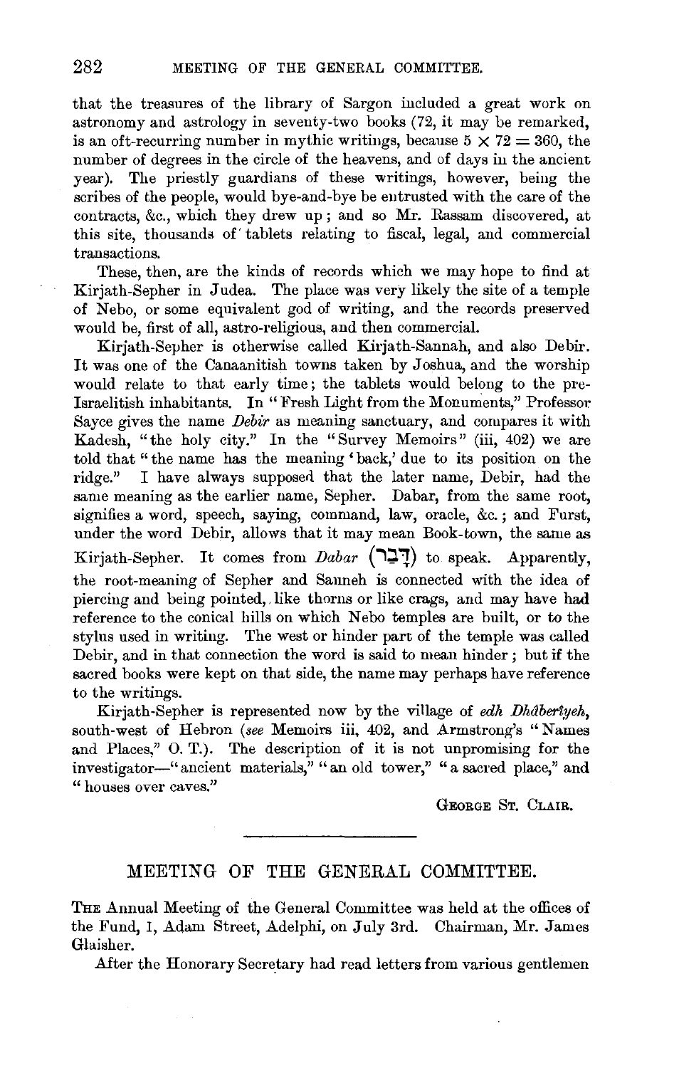that the treasures of the library of Sargon included a great work on astronomy and astrology in seventy-two books (72, it may be remarked, is an oft-recurring number in mythic writings, because $5 \times 72 = 360$, the number of degrees in the circle of the heavens, and of days in the ancient year). The priestly guardians of these writings, however, being the scribes of the people, would bye-and-bye be entrusted with the care of the contracts, &c., which they drew up; and so Mr. Rassam discovered, at this site, thousands of tablets relating to fiscal, legal, and commercial transactions.

These, then, are the kinds of records which we may hope to find at Kirjath-Sepher in Judea. The place was very likely the site of a temple of Nebo, or some equivalent god of writing, and the records preserved would be, first of all, astro-religious, and then commercial.

Kirjath-Sepher is otherwise called Kirjath-Sannah, and also Debir. It was one of the Canaanitish towns taken by Joshua, and the worship would relate to that early time; the tablets would belong to the pre-Israelitish inhabitants. In "Fresh Light from the Monuments," Professor Sayce gives the name *Debir* as meaning sanctuary, and compares it with Kadesh, "the holy city." In the "Survey Memoirs" (iii, 402) we are told that "the name has the meaning 'back,' due to its position on the ridge." I have always supposed that the later name, Debir, had the same meaning as the earlier name, Sepher. Dabar, from the same root, signifies a word, speech, saying, command, law, oracle, &c.; and Furst, under the word Debir, allows that it may mean Book-town, the same as Kirjath-Sepher. It comes from *Dabar* (דָּבַר) to speak. Apparently, the root-meaning of Sepher and Sanneh is connected with the idea of piercing and being pointed, like thorns or like crags, and may have had reference to the conical hills on which Nebo temples are built, or to the stylus used in writing. The west or hinder part of the temple was called Debir, and in that connection the word is said to mean hinder; but if the sacred books were kept on that side, the name may perhaps have reference to the writings.

Kirjath-Sepher is represented now by the village of *edh Dhâherîyeh*, south-west of Hebron (*see* Memoirs iii, 402, and Armstrong's "Names and Places," O. T.). The description of it is not unpromising for the investigator—"ancient materials," "an old tower," "a sacred place," and "houses over caves."

GEORGE ST. CLAIR.

## MEETING OF THE GENERAL COMMITTEE.

THE Annual Meeting of the General Committee was held at the offices of the Fund, 1, Adam Street, Adelphi, on July 3rd. Chairman, Mr. James Glaisher.

After the Honorary Secretary had read letters from various gentlemen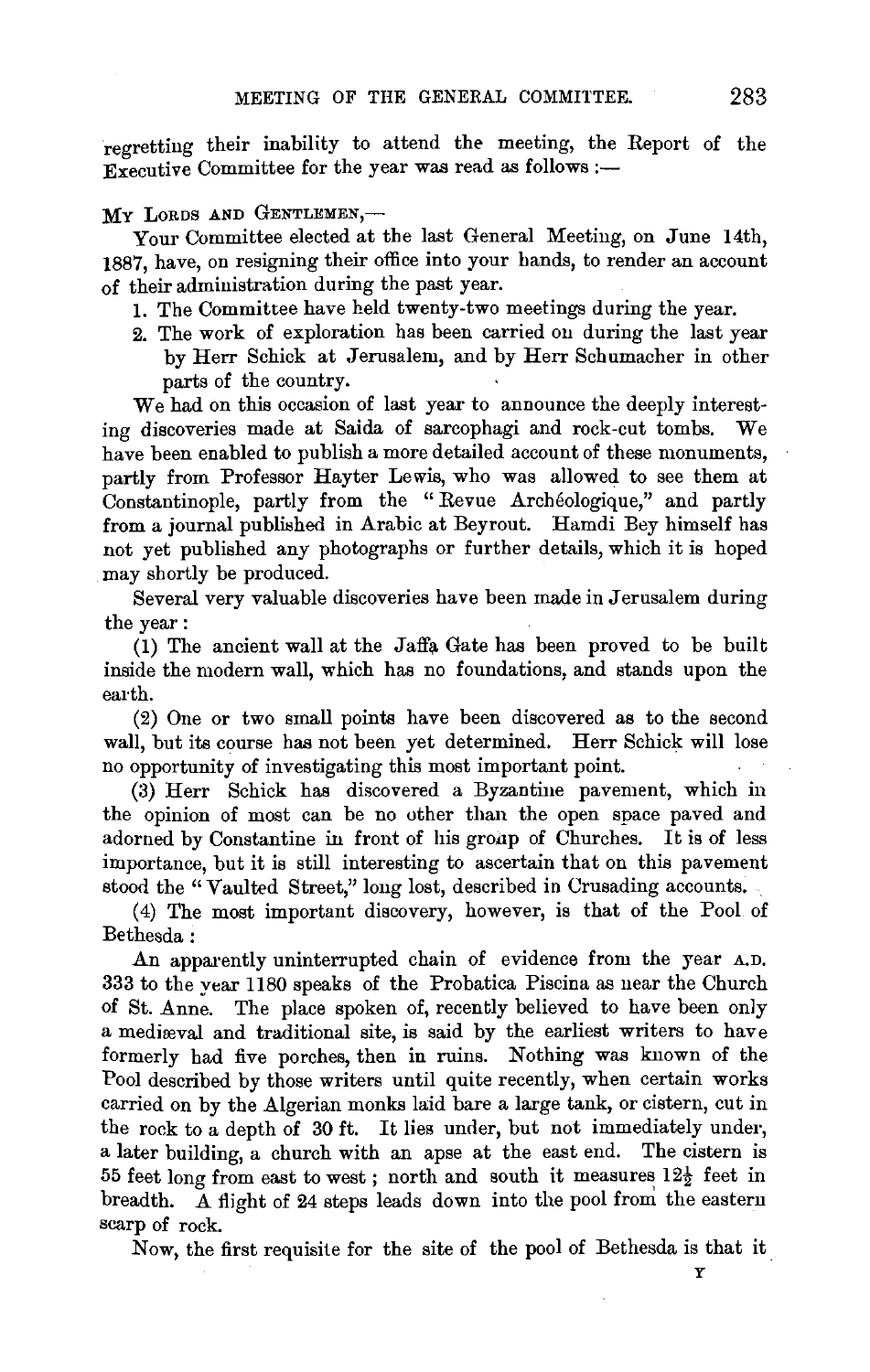regretting their inability to attend the meeting, the Report of the Executive Committee for the year was read as follows :—

MY LORDS AND GENTLEMEN,—

Your Committee elected at the last General Meeting, on June 14th, 1887, have, on resigning their office into your hands, to render an account of their administration during the past year.

1. The Committee have held twenty-two meetings during the year.
2. The work of exploration has been carried on during the last year by Herr Schick at Jerusalem, and by Herr Schumacher in other parts of the country.

We had on this occasion of last year to announce the deeply interesting discoveries made at Saida of sarcophagi and rock-cut tombs. We have been enabled to publish a more detailed account of these monuments, partly from Professor Hayter Lewis, who was allowed to see them at Constantinople, partly from the "Revue Archéologique," and partly from a journal published in Arabic at Beyrout. Hamdi Bey himself has not yet published any photographs or further details, which it is hoped may shortly be produced.

Several very valuable discoveries have been made in Jerusalem during the year:

(1) The ancient wall at the Jaffa Gate has been proved to be built inside the modern wall, which has no foundations, and stands upon the earth.

(2) One or two small points have been discovered as to the second wall, but its course has not been yet determined. Herr Schick will lose no opportunity of investigating this most important point.

(3) Herr Schick has discovered a Byzantine pavement, which in the opinion of most can be no other than the open space paved and adorned by Constantine in front of his group of Churches. It is of less importance, but it is still interesting to ascertain that on this pavement stood the "Vaulted Street," long lost, described in Crusading accounts.

(4) The most important discovery, however, is that of the Pool of Bethesda:

An apparently uninterrupted chain of evidence from the year A.D. 333 to the year 1180 speaks of the Probatica Piscina as near the Church of St. Anne. The place spoken of, recently believed to have been only a mediæval and traditional site, is said by the earliest writers to have formerly had five porches, then in ruins. Nothing was known of the Pool described by those writers until quite recently, when certain works carried on by the Algerian monks laid bare a large tank, or cistern, cut in the rock to a depth of 30 ft. It lies under, but not immediately under, a later building, a church with an apse at the east end. The cistern is 55 feet long from east to west; north and south it measures $12\frac{1}{2}$ feet in breadth. A flight of 24 steps leads down into the pool from the eastern scarp of rock.

Now, the first requisite for the site of the pool of Bethesda is that it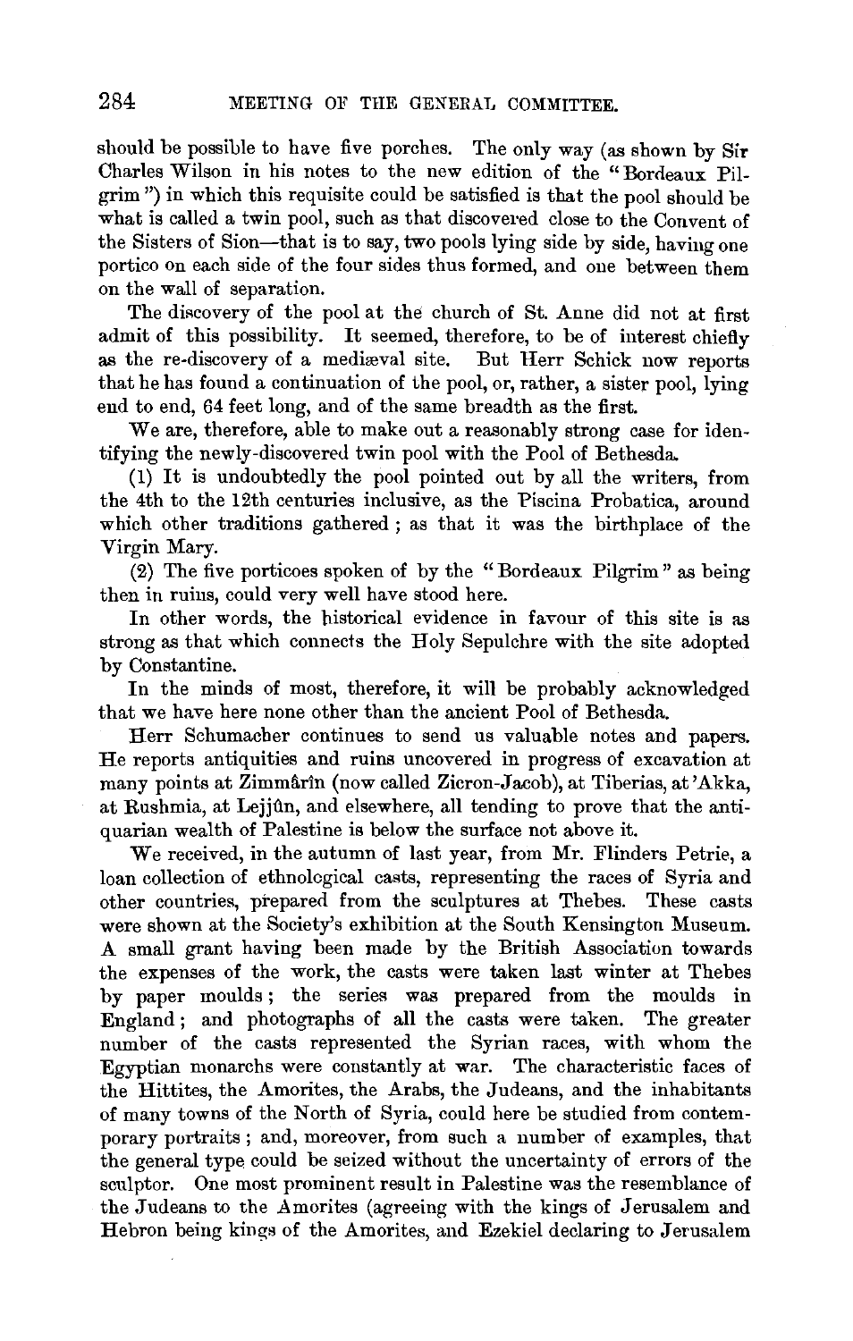should be possible to have five porches. The only way (as shown by Sir Charles Wilson in his notes to the new edition of the "Bordeaux Pilgrim") in which this requisite could be satisfied is that the pool should be what is called a twin pool, such as that discovered close to the Convent of the Sisters of Sion—that is to say, two pools lying side by side, having one portico on each side of the four sides thus formed, and one between them on the wall of separation.

The discovery of the pool at the church of St. Anne did not at first admit of this possibility. It seemed, therefore, to be of interest chiefly as the re-discovery of a mediæval site. But Herr Schick now reports that he has found a continuation of the pool, or, rather, a sister pool, lying end to end, 64 feet long, and of the same breadth as the first.

We are, therefore, able to make out a reasonably strong case for identifying the newly-discovered twin pool with the Pool of Bethesda.

(1) It is undoubtedly the pool pointed out by all the writers, from the 4th to the 12th centuries inclusive, as the Piscina Probatica, around which other traditions gathered ; as that it was the birthplace of the Virgin Mary.

(2) The five porticoes spoken of by the "Bordeaux Pilgrim" as being then in ruins, could very well have stood here.

In other words, the historical evidence in favour of this site is as strong as that which connects the Holy Sepulchre with the site adopted by Constantine.

In the minds of most, therefore, it will be probably acknowledged that we have here none other than the ancient Pool of Bethesda.

Herr Schumacher continues to send us valuable notes and papers. He reports antiquities and ruins uncovered in progress of excavation at many points at Zimmârîn (now called Zicron-Jacob), at Tiberias, at 'Akka, at Rushmia, at Lejjûn, and elsewhere, all tending to prove that the antiquarian wealth of Palestine is below the surface not above it.

We received, in the autumn of last year, from Mr. Flinders Petrie, a loan collection of ethnological casts, representing the races of Syria and other countries, prepared from the sculptures at Thebes. These casts were shown at the Society's exhibition at the South Kensington Museum. A small grant having been made by the British Association towards the expenses of the work, the casts were taken last winter at Thebes by paper moulds ; the series was prepared from the moulds in England ; and photographs of all the casts were taken. The greater number of the casts represented the Syrian races, with whom the Egyptian monarchs were constantly at war. The characteristic faces of the Hittites, the Amorites, the Arabs, the Judeans, and the inhabitants of many towns of the North of Syria, could here be studied from contemporary portraits ; and, moreover, from such a number of examples, that the general type could be seized without the uncertainty of errors of the sculptor. One most prominent result in Palestine was the resemblance of the Judeans to the Amorites (agreeing with the kings of Jerusalem and Hebron being kings of the Amorites, and Ezekiel declaring to Jerusalem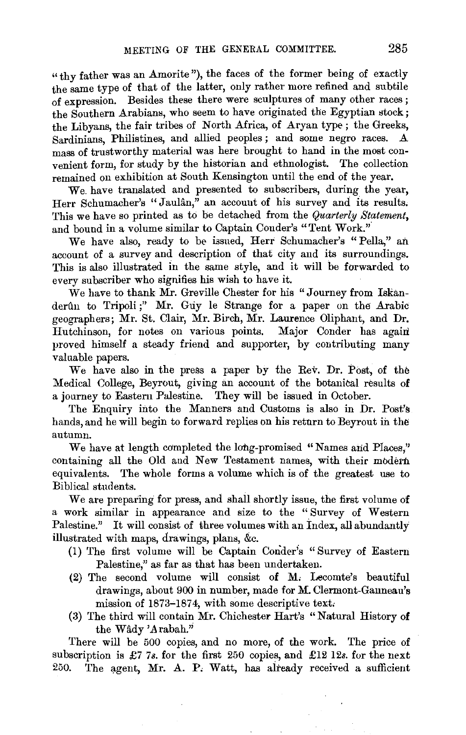"thy father was an Amorite"), the faces of the former being of exactly the same type of that of the latter, only rather more refined and subtile of expression. Besides these there were sculptures of many other races; the Southern Arabians, who seem to have originated the Egyptian stock; the Libyans, the fair tribes of North Africa, of Aryan type; the Greeks, Sardinians, Philistines, and allied peoples; and some negro races. A mass of trustworthy material was here brought to hand in the most convenient form, for study by the historian and ethnologist. The collection remained on exhibition at South Kensington until the end of the year.

We have translated and presented to subscribers, during the year, Herr Schumacher's "Jaulân," an account of his survey and its results. This we have so printed as to be detached from the *Quarterly Statement*, and bound in a volume similar to Captain Conder's "Tent Work."

We have also, ready to be issued, Herr Schumacher's "Pella," an account of a survey and description of that city and its surroundings. This is also illustrated in the same style, and it will be forwarded to every subscriber who signifies his wish to have it.

We have to thank Mr. Greville Chester for his "Journey from Iskanderûn to Tripoli;" Mr. Guy le Strange for a paper on the Arabic geographers; Mr. St. Clair, Mr. Birch, Mr. Laurence Oliphant, and Dr. Hutchinson, for notes on various points. Major Conder has again proved himself a steady friend and supporter, by contributing many valuable papers.

We have also in the press a paper by the Rev. Dr. Post, of the Medical College, Beyrout, giving an account of the botanical results of a journey to Eastern Palestine. They will be issued in October.

The Enquiry into the Manners and Customs is also in Dr. Post's hands, and he will begin to forward replies on his return to Beyrout in the autumn.

We have at length completed the long-promised "Names and Places," containing all the Old and New Testament names, with their modern equivalents. The whole forms a volume which is of the greatest use to Biblical students.

We are preparing for press, and shall shortly issue, the first volume of a work similar in appearance and size to the "Survey of Western Palestine." It will consist of three volumes with an Index, all abundantly illustrated with maps, drawings, plans, &c.

(1) The first volume will be Captain Conder's "Survey of Eastern Palestine," as far as that has been undertaken.
(2) The second volume will consist of M. Lecomte's beautiful drawings, about 900 in number, made for M. Clermont-Ganneau's mission of 1873–1874, with some descriptive text.
(3) The third will contain Mr. Chichester Hart's "Natural History of the Wâdy 'Arabah."

There will be 500 copies, and no more, of the work. The price of subscription is £7 7*s.* for the first 250 copies, and £12 12*s.* for the next 250. The agent, Mr. A. P. Watt, has already received a sufficient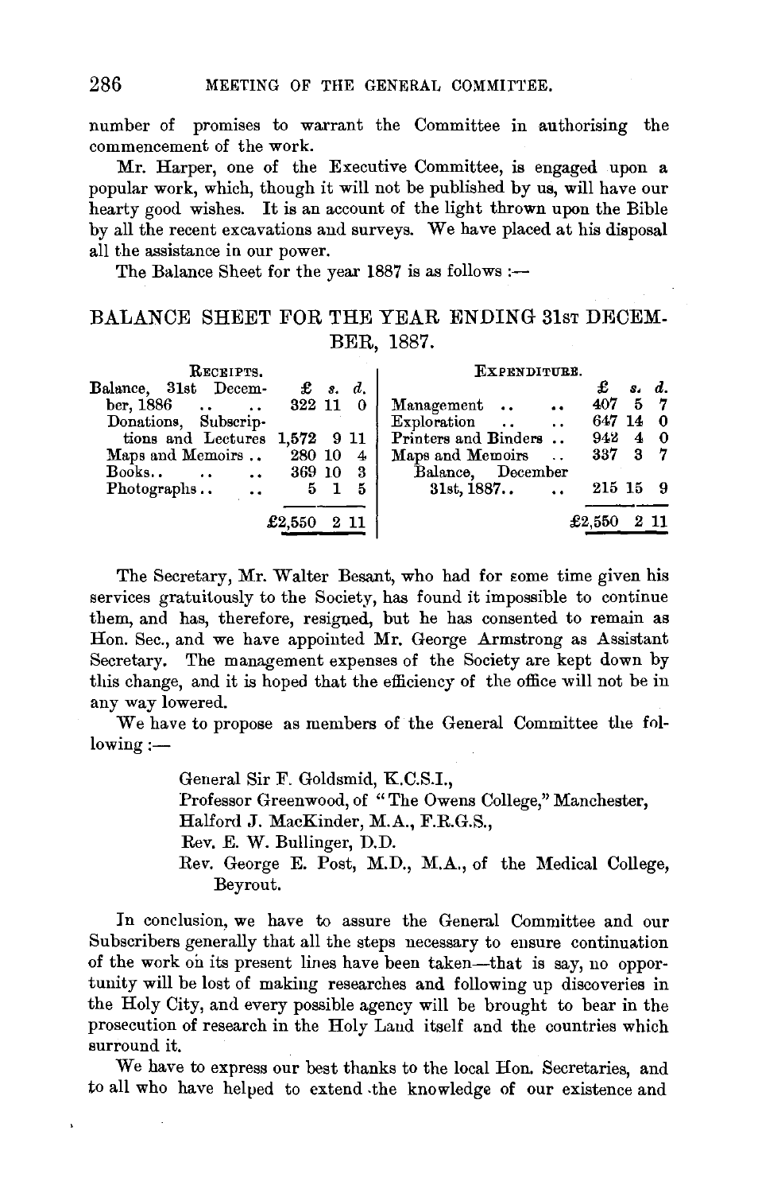number of promises to warrant the Committee in authorising the commencement of the work.

Mr. Harper, one of the Executive Committee, is engaged upon a popular work, which, though it will not be published by us, will have our hearty good wishes. It is an account of the light thrown upon the Bible by all the recent excavations and surveys. We have placed at his disposal all the assistance in our power.

The Balance Sheet for the year 1887 is as follows :—

## BALANCE SHEET FOR THE YEAR ENDING 31st DECEMBER, 1887.

| Receipts. | £ | s. | d. | Expenditure. | £ | s. | d. |
|---|---|---|---|---|---|---|---|
| Balance, 31st December, 1886 .. .. | 322 | 11 | 0 | Management .. .. | 407 | 5 | 7 |
| Donations, Subscriptions and Lectures | 1,572 | 9 | 11 | Exploration .. .. | 647 | 14 | 0 |
| Maps and Memoirs .. | 280 | 10 | 4 | Printers and Binders .. | 942 | 4 | 0 |
| Books.. .. .. | 369 | 10 | 3 | Maps and Memoirs .. | 337 | 3 | 7 |
| Photographs.. .. | 5 | 1 | 5 | Balance, December 31st, 1887.. .. | 215 | 15 | 9 |
| | £2,550 | 2 | 11 | | £2,550 | 2 | 11 |

The Secretary, Mr. Walter Besant, who had for some time given his services gratuitously to the Society, has found it impossible to continue them, and has, therefore, resigned, but he has consented to remain as Hon. Sec., and we have appointed Mr. George Armstrong as Assistant Secretary. The management expenses of the Society are kept down by this change, and it is hoped that the efficiency of the office will not be in any way lowered.

We have to propose as members of the General Committee the following :—

> General Sir F. Goldsmid, K.C.S.I.,
> Professor Greenwood, of "The Owens College," Manchester,
> Halford J. MacKinder, M.A., F.R.G.S.,
> Rev. E. W. Bullinger, D.D.
> Rev. George E. Post, M.D., M.A., of the Medical College, Beyrout.

In conclusion, we have to assure the General Committee and our Subscribers generally that all the steps necessary to ensure continuation of the work on its present lines have been taken—that is say, no opportunity will be lost of making researches and following up discoveries in the Holy City, and every possible agency will be brought to bear in the prosecution of research in the Holy Land itself and the countries which surround it.

We have to express our best thanks to the local Hon. Secretaries, and to all who have helped to extend the knowledge of our existence and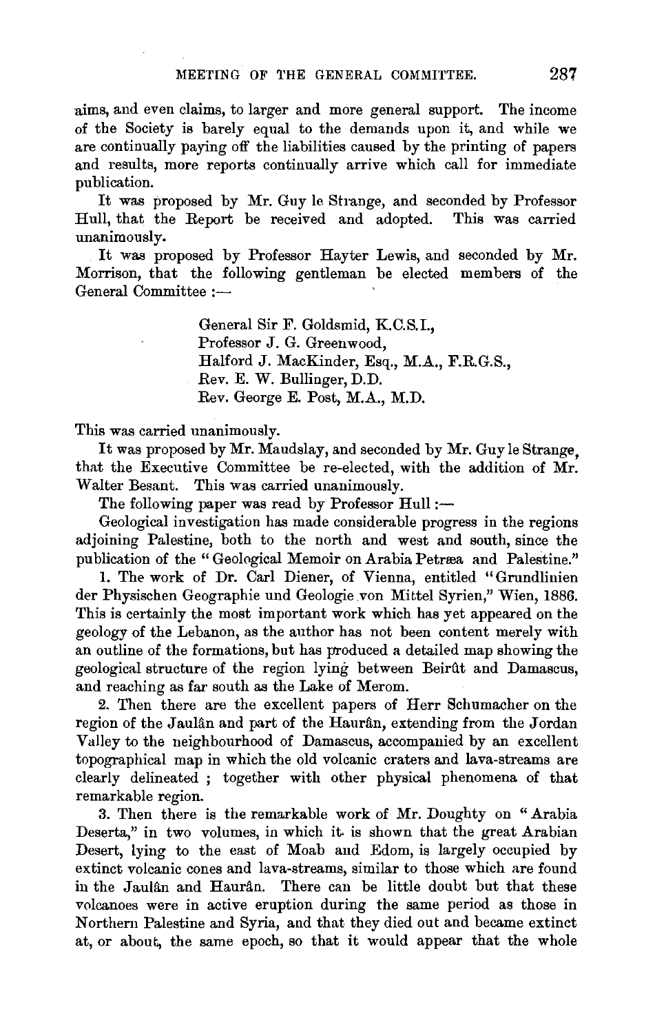aims, and even claims, to larger and more general support. The income of the Society is barely equal to the demands upon it, and while we are continually paying off the liabilities caused by the printing of papers and results, more reports continually arrive which call for immediate publication.

It was proposed by Mr. Guy le Strange, and seconded by Professor Hull, that the Report be received and adopted. This was carried unanimously.

It was proposed by Professor Hayter Lewis, and seconded by Mr. Morrison, that the following gentleman be elected members of the General Committee :—

> General Sir F. Goldsmid, K.C.S.I.,
> Professor J. G. Greenwood,
> Halford J. MacKinder, Esq., M.A., F.R.G.S.,
> Rev. E. W. Bullinger, D.D.
> Rev. George E. Post, M.A., M.D.

This was carried unanimously.

It was proposed by Mr. Maudslay, and seconded by Mr. Guy le Strange, that the Executive Committee be re-elected, with the addition of Mr. Walter Besant. This was carried unanimously.

The following paper was read by Professor Hull :—

Geological investigation has made considerable progress in the regions adjoining Palestine, both to the north and west and south, since the publication of the "Geological Memoir on Arabia Petræa and Palestine."

1. The work of Dr. Carl Diener, of Vienna, entitled "Grundlinien der Physischen Geographie und Geologie von Mittel Syrien," Wien, 1886. This is certainly the most important work which has yet appeared on the geology of the Lebanon, as the author has not been content merely with an outline of the formations, but has produced a detailed map showing the geological structure of the region lying between Beirût and Damascus, and reaching as far south as the Lake of Merom.

2. Then there are the excellent papers of Herr Schumacher on the region of the Jaulân and part of the Haurân, extending from the Jordan Valley to the neighbourhood of Damascus, accompanied by an excellent topographical map in which the old volcanic craters and lava-streams are clearly delineated ; together with other physical phenomena of that remarkable region.

3. Then there is the remarkable work of Mr. Doughty on "Arabia Deserta," in two volumes, in which it is shown that the great Arabian Desert, lying to the east of Moab and Edom, is largely occupied by extinct volcanic cones and lava-streams, similar to those which are found in the Jaulân and Haurân. There can be little doubt but that these volcanoes were in active eruption during the same period as those in Northern Palestine and Syria, and that they died out and became extinct at, or about, the same epoch, so that it would appear that the whole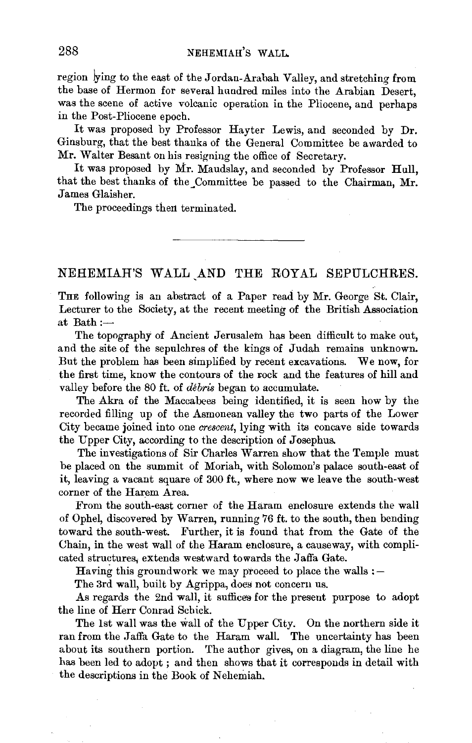region lying to the east of the Jordan-Arabah Valley, and stretching from the base of Hermon for several hundred miles into the Arabian Desert, was the scene of active volcanic operation in the Pliocene, and perhaps in the Post-Pliocene epoch.

It was proposed by Professor Hayter Lewis, and seconded by Dr. Ginsburg, that the best thanks of the General Committee be awarded to Mr. Walter Besant on his resigning the office of Secretary.

It was proposed by Mr. Maudslay, and seconded by Professor Hull, that the best thanks of the Committee be passed to the Chairman, Mr. James Glaisher.

The proceedings then terminated.

---

## NEHEMIAH'S WALL AND THE ROYAL SEPULCHRES.

THE following is an abstract of a Paper read by Mr. George St. Clair, Lecturer to the Society, at the recent meeting of the British Association at Bath :—

The topography of Ancient Jerusalem has been difficult to make out, and the site of the sepulchres of the kings of Judah remains unknown. But the problem has been simplified by recent excavations. We now, for the first time, know the contours of the rock and the features of hill and valley before the 80 ft. of *débris* began to accumulate.

The Akra of the Maccabees being identified, it is seen how by the recorded filling up of the Asmonean valley the two parts of the Lower City became joined into one *crescent*, lying with its concave side towards the Upper City, according to the description of Josephus.

The investigations of Sir Charles Warren show that the Temple must be placed on the summit of Moriah, with Solomon's palace south-east of it, leaving a vacant square of 300 ft., where now we leave the south-west corner of the Harem Area.

From the south-east corner of the Haram enclosure extends the wall of Ophel, discovered by Warren, running 76 ft. to the south, then bending toward the south-west. Further, it is found that from the Gate of the Chain, in the west wall of the Haram enclosure, a causeway, with complicated structures, extends westward towards the Jaffa Gate.

Having this groundwork we may proceed to place the walls :—

The 3rd wall, built by Agrippa, does not concern us.

As regards the 2nd wall, it suffices for the present purpose to adopt the line of Herr Conrad Schick.

The 1st wall was the wall of the Upper City. On the northern side it ran from the Jaffa Gate to the Haram wall. The uncertainty has been about its southern portion. The author gives, on a diagram, the line he has been led to adopt ; and then shows that it corresponds in detail with the descriptions in the Book of Nehemiah.